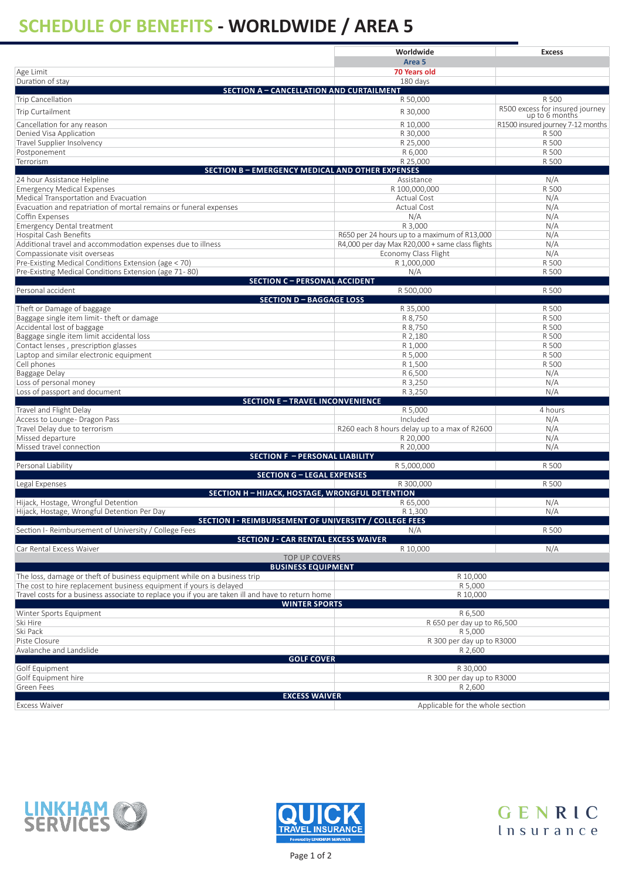# SCHEDULE OF BENEFITS - WORLDWIDE / AREA 5

| | Worldwide | Excess |
|---|---|---|
| | Area 5 | |
| Age Limit | 70 Years old | |
| Duration of stay | 180 days | |
| **SECTION A – CANCELLATION AND CURTAILMENT** | | |
| Trip Cancellation | R 50,000 | R 500 |
| Trip Curtailment | R 30,000 | R500 excess for insured journey up to 6 months |
| Cancellation for any reason | R 10,000 | R1500 insured journey 7-12 months |
| Denied Visa Application | R 30,000 | R 500 |
| Travel Supplier Insolvency | R 25,000 | R 500 |
| Postponement | R 6,000 | R 500 |
| Terrorism | R 25,000 | R 500 |
| **SECTION B – EMERGENCY MEDICAL AND OTHER EXPENSES** | | |
| 24 hour Assistance Helpline | Assistance | N/A |
| Emergency Medical Expenses | R 100,000,000 | R 500 |
| Medical Transportation and Evacuation | Actual Cost | N/A |
| Evacuation and repatriation of mortal remains or funeral expenses | Actual Cost | N/A |
| Coffin Expenses | N/A | N/A |
| Emergency Dental treatment | R 3,000 | N/A |
| Hospital Cash Benefits | R650 per 24 hours up to a maximum of R13,000 | N/A |
| Additional travel and accommodation expenses due to illness | R4,000 per day Max R20,000 + same class flights | N/A |
| Compassionate visit overseas | Economy Class Flight | N/A |
| Pre-Existing Medical Conditions Extension (age < 70) | R 1,000,000 | R 500 |
| Pre-Existing Medical Conditions Extension (age 71- 80) | N/A | R 500 |
| **SECTION C – PERSONAL ACCIDENT** | | |
| Personal accident | R 500,000 | R 500 |
| **SECTION D – BAGGAGE LOSS** | | |
| Theft or Damage of baggage | R 35,000 | R 500 |
| Baggage single item limit- theft or damage | R 8,750 | R 500 |
| Accidental lost of baggage | R 8,750 | R 500 |
| Baggage single item limit accidental loss | R 2,180 | R 500 |
| Contact lenses , prescription glasses | R 1,000 | R 500 |
| Laptop and similar electronic equipment | R 5,000 | R 500 |
| Cell phones | R 1,500 | R 500 |
| Baggage Delay | R 6,500 | N/A |
| Loss of personal money | R 3,250 | N/A |
| Loss of passport and document | R 3,250 | N/A |
| **SECTION E – TRAVEL INCONVENIENCE** | | |
| Travel and Flight Delay | R 5,000 | 4 hours |
| Access to Lounge- Dragon Pass | Included | N/A |
| Travel Delay due to terrorism | R260 each 8 hours delay up to a max of R2600 | N/A |
| Missed departure | R 20,000 | N/A |
| Missed travel connection | R 20,000 | N/A |
| **SECTION F – PERSONAL LIABILITY** | | |
| Personal Liability | R 5,000,000 | R 500 |
| **SECTION G – LEGAL EXPENSES** | | |
| Legal Expenses | R 300,000 | R 500 |
| **SECTION H – HIJACK, HOSTAGE, WRONGFUL DETENTION** | | |
| Hijack, Hostage, Wrongful Detention | R 65,000 | N/A |
| Hijack, Hostage, Wrongful Detention Per Day | R 1,300 | N/A |
| **SECTION I - REIMBURSEMENT OF UNIVERSITY / COLLEGE FEES** | | |
| Section I- Reimbursement of University / College Fees | N/A | R 500 |
| **SECTION J - CAR RENTAL EXCESS WAIVER** | | |
| Car Rental Excess Waiver | R 10,000 | N/A |
| TOP UP COVERS | | |
| **BUSINESS EQUIPMENT** | | |
| The loss, damage or theft of business equipment while on a business trip | R 10,000 | |
| The cost to hire replacement business equipment if yours is delayed | R 5,000 | |
| Travel costs for a business associate to replace you if you are taken ill and have to return home | R 10,000 | |
| **WINTER SPORTS** | | |
| Winter Sports Equipment | R 6,500 | |
| Ski Hire | R 650 per day up to R6,500 | |
| Ski Pack | R 5,000 | |
| Piste Closure | R 300 per day up to R3000 | |
| Avalanche and Landslide | R 2,600 | |
| **GOLF COVER** | | |
| Golf Equipment | R 30,000 | |
| Golf Equipment hire | R 300 per day up to R3000 | |
| Green Fees | R 2,600 | |
| **EXCESS WAIVER** | | |
| Excess Waiver | Applicable for the whole section | |

LINKHAM SERVICES

QUICK TRAVEL INSURANCE Powered by LINKHAM SERVICES

GENRIC Insurance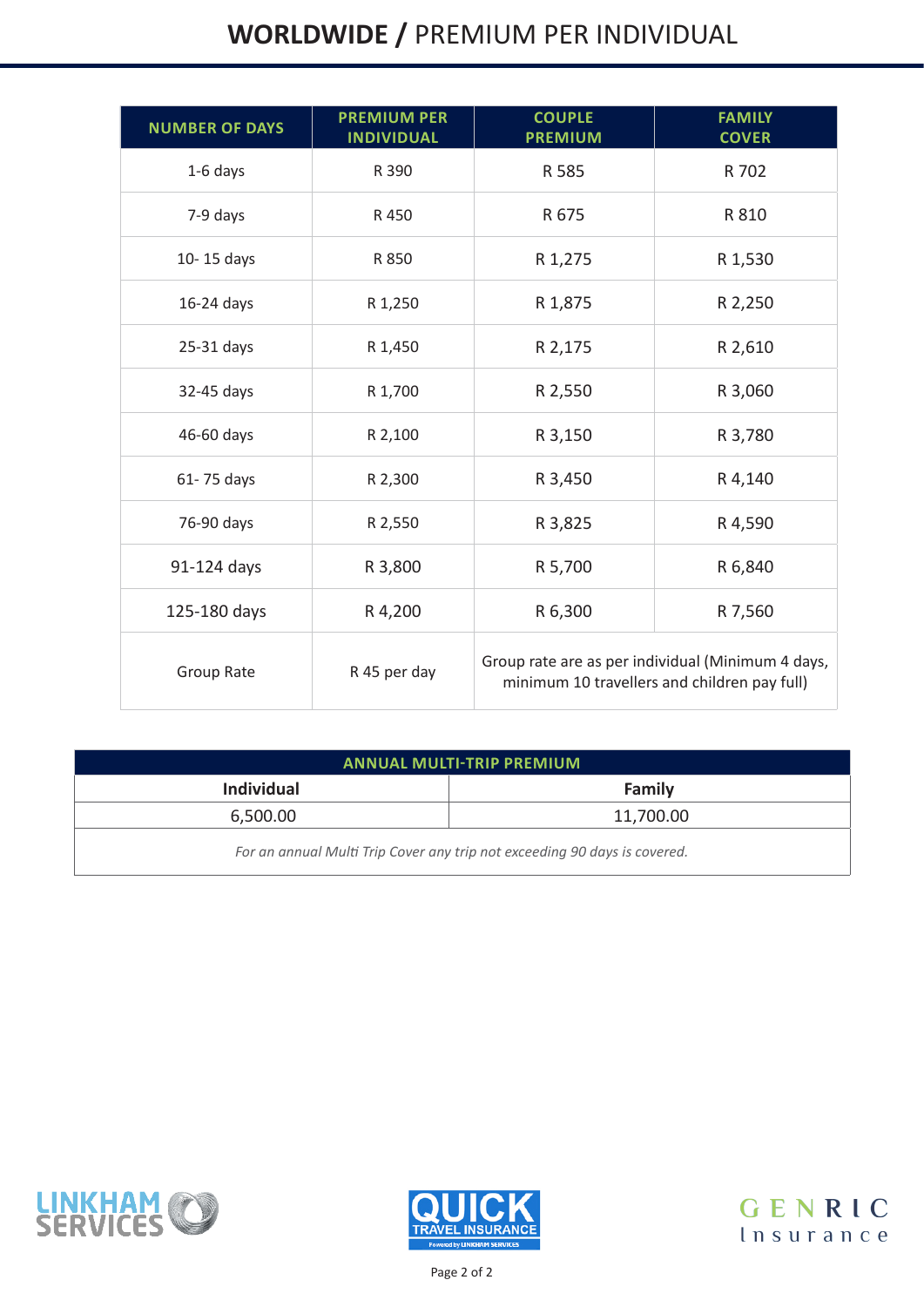# **WORLDWIDE /** PREMIUM PER INDIVIDUAL

| NUMBER OF DAYS | PREMIUM PER INDIVIDUAL | COUPLE PREMIUM | FAMILY COVER |
|---|---|---|---|
| 1-6 days | R 390 | R 585 | R 702 |
| 7-9 days | R 450 | R 675 | R 810 |
| 10- 15 days | R 850 | R 1,275 | R 1,530 |
| 16-24 days | R 1,250 | R 1,875 | R 2,250 |
| 25-31 days | R 1,450 | R 2,175 | R 2,610 |
| 32-45 days | R 1,700 | R 2,550 | R 3,060 |
| 46-60 days | R 2,100 | R 3,150 | R 3,780 |
| 61- 75 days | R 2,300 | R 3,450 | R 4,140 |
| 76-90 days | R 2,550 | R 3,825 | R 4,590 |
| 91-124 days | R 3,800 | R 5,700 | R 6,840 |
| 125-180 days | R 4,200 | R 6,300 | R 7,560 |
| Group Rate | R 45 per day | Group rate are as per individual (Minimum 4 days, minimum 10 travellers and children pay full) | |

| ANNUAL MULTI-TRIP PREMIUM | |
|---|---|
| **Individual** | **Family** |
| 6,500.00 | 11,700.00 |
| *For an annual Multi Trip Cover any trip not exceeding 90 days is covered.* | |

LINKHAM SERVICES

QUICK TRAVEL INSURANCE Powered by LINKHAM SERVICES

GENRIC Insurance